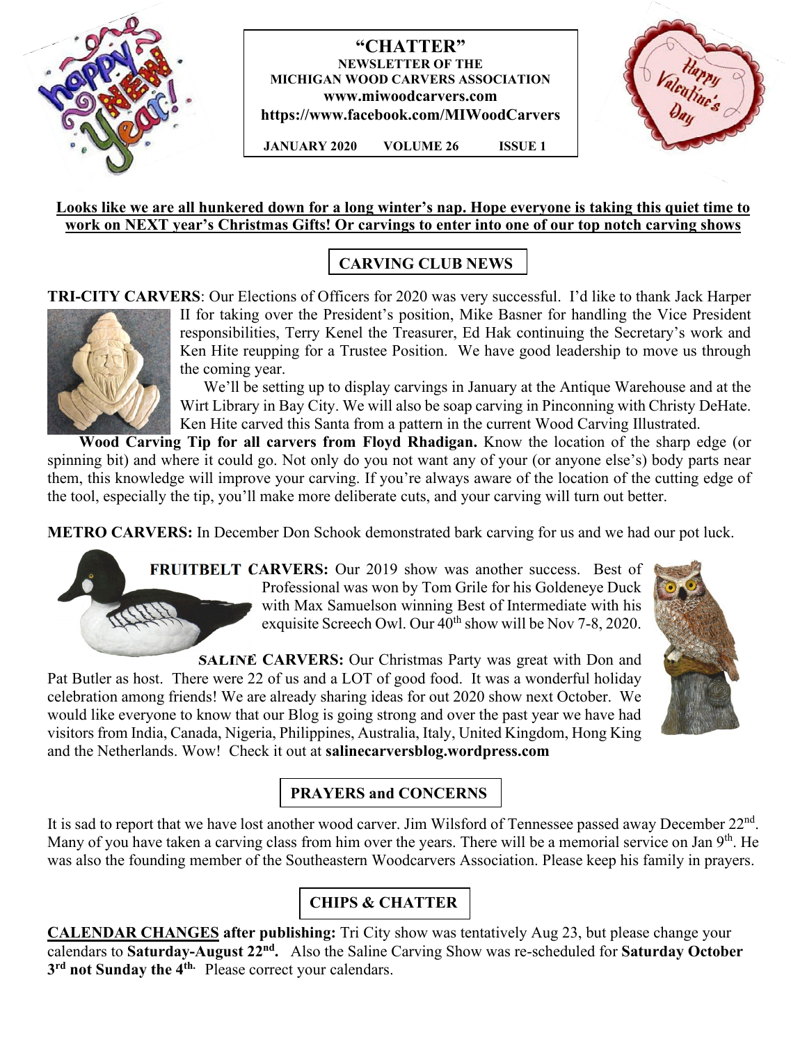# "CHATTER"

**NEWSLETTER OF THE**
**MICHIGAN WOOD CARVERS ASSOCIATION**
**www.miwoodcarvers.com**
**https://www.facebook.com/MIWoodCarvers**

**JANUARY 2020 VOLUME 26 ISSUE 1**

**Looks like we are all hunkered down for a long winter's nap. Hope everyone is taking this quiet time to work on NEXT year's Christmas Gifts! Or carvings to enter into one of our top notch carving shows**

## CARVING CLUB NEWS

**TRI-CITY CARVERS**: Our Elections of Officers for 2020 was very successful. I'd like to thank Jack Harper II for taking over the President's position, Mike Basner for handling the Vice President responsibilities, Terry Kenel the Treasurer, Ed Hak continuing the Secretary's work and Ken Hite reupping for a Trustee Position. We have good leadership to move us through the coming year.

We'll be setting up to display carvings in January at the Antique Warehouse and at the Wirt Library in Bay City. We will also be soap carving in Pinconning with Christy DeHate. Ken Hite carved this Santa from a pattern in the current Wood Carving Illustrated.

**Wood Carving Tip for all carvers from Floyd Rhadigan.** Know the location of the sharp edge (or spinning bit) and where it could go. Not only do you not want any of your (or anyone else's) body parts near them, this knowledge will improve your carving. If you're always aware of the location of the cutting edge of the tool, especially the tip, you'll make more deliberate cuts, and your carving will turn out better.

**METRO CARVERS:** In December Don Schook demonstrated bark carving for us and we had our pot luck.

**FRUITBELT CARVERS:** Our 2019 show was another success. Best of Professional was won by Tom Grile for his Goldeneye Duck with Max Samuelson winning Best of Intermediate with his exquisite Screech Owl. Our 40th show will be Nov 7-8, 2020.

**SALINE CARVERS:** Our Christmas Party was great with Don and Pat Butler as host. There were 22 of us and a LOT of good food. It was a wonderful holiday celebration among friends! We are already sharing ideas for out 2020 show next October. We would like everyone to know that our Blog is going strong and over the past year we have had visitors from India, Canada, Nigeria, Philippines, Australia, Italy, United Kingdom, Hong King and the Netherlands. Wow! Check it out at **salinecarversblog.wordpress.com**

## PRAYERS and CONCERNS

It is sad to report that we have lost another wood carver. Jim Wilsford of Tennessee passed away December 22nd. Many of you have taken a carving class from him over the years. There will be a memorial service on Jan 9th. He was also the founding member of the Southeastern Woodcarvers Association. Please keep his family in prayers.

## CHIPS & CHATTER

**CALENDAR CHANGES after publishing:** Tri City show was tentatively Aug 23, but please change your calendars to **Saturday-August 22nd.** Also the Saline Carving Show was re-scheduled for **Saturday October 3rd not Sunday the 4th.** Please correct your calendars.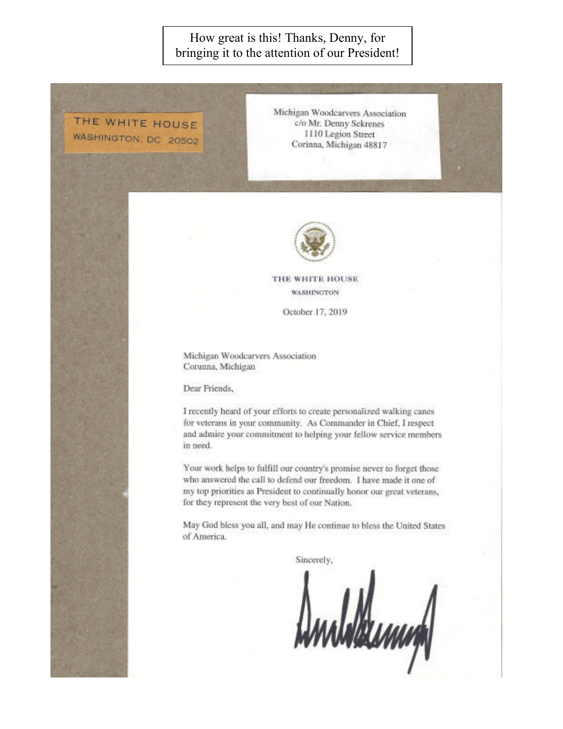How great is this! Thanks, Denny, for bringing it to the attention of our President!

THE WHITE HOUSE
WASHINGTON, DC 20502

Michigan Woodcarvers Association
c/o Mr. Denny Sekrenes
1110 Legion Street
Corinna, Michigan 48817

THE WHITE HOUSE
WASHINGTON

October 17, 2019

Michigan Woodcarvers Association
Corunna, Michigan

Dear Friends,

I recently heard of your efforts to create personalized walking canes for veterans in your community. As Commander in Chief, I respect and admire your commitment to helping your fellow service members in need.

Your work helps to fulfill our country's promise never to forget those who answered the call to defend our freedom. I have made it one of my top priorities as President to continually honor our great veterans, for they represent the very best of our Nation.

May God bless you all, and may He continue to bless the United States of America.

Sincerely,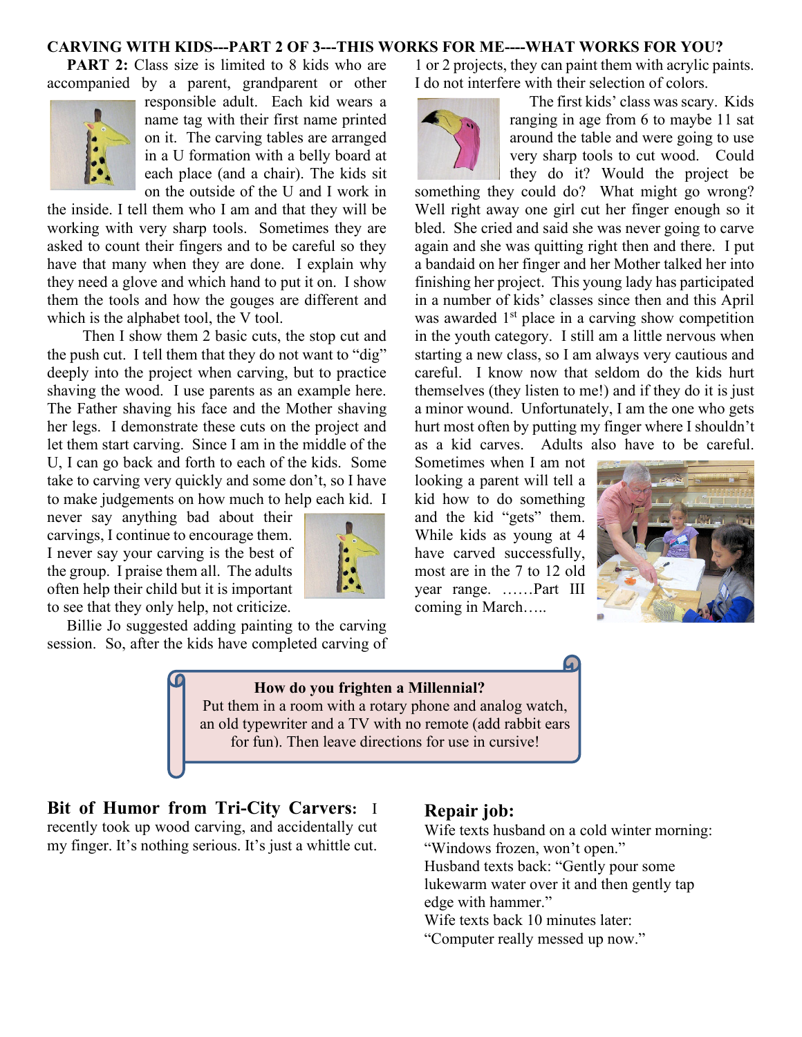## CARVING WITH KIDS---PART 2 OF 3---THIS WORKS FOR ME----WHAT WORKS FOR YOU?

**PART 2:** Class size is limited to 8 kids who are accompanied by a parent, grandparent or other responsible adult. Each kid wears a name tag with their first name printed on it. The carving tables are arranged in a U formation with a belly board at each place (and a chair). The kids sit on the outside of the U and I work in the inside. I tell them who I am and that they will be working with very sharp tools. Sometimes they are asked to count their fingers and to be careful so they have that many when they are done. I explain why they need a glove and which hand to put it on. I show them the tools and how the gouges are different and which is the alphabet tool, the V tool.

Then I show them 2 basic cuts, the stop cut and the push cut. I tell them that they do not want to "dig" deeply into the project when carving, but to practice shaving the wood. I use parents as an example here. The Father shaving his face and the Mother shaving her legs. I demonstrate these cuts on the project and let them start carving. Since I am in the middle of the U, I can go back and forth to each of the kids. Some take to carving very quickly and some don't, so I have to make judgements on how much to help each kid. I never say anything bad about their carvings, I continue to encourage them. I never say your carving is the best of the group. I praise them all. The adults often help their child but it is important to see that they only help, not criticize.

Billie Jo suggested adding painting to the carving session. So, after the kids have completed carving of 1 or 2 projects, they can paint them with acrylic paints. I do not interfere with their selection of colors.

The first kids' class was scary. Kids ranging in age from 6 to maybe 11 sat around the table and were going to use very sharp tools to cut wood. Could they do it? Would the project be something they could do? What might go wrong? Well right away one girl cut her finger enough so it bled. She cried and said she was never going to carve again and she was quitting right then and there. I put a bandaid on her finger and her Mother talked her into finishing her project. This young lady has participated in a number of kids' classes since then and this April was awarded 1st place in a carving show competition in the youth category. I still am a little nervous when starting a new class, so I am always very cautious and careful. I know now that seldom do the kids hurt themselves (they listen to me!) and if they do it is just a minor wound. Unfortunately, I am the one who gets hurt most often by putting my finger where I shouldn't as a kid carves. Adults also have to be careful. Sometimes when I am not looking a parent will tell a kid how to do something and the kid "gets" them. While kids as young at 4 have carved successfully, most are in the 7 to 12 old year range. ……Part III coming in March…..

**How do you frighten a Millennial?**
Put them in a room with a rotary phone and analog watch, an old typewriter and a TV with no remote (add rabbit ears for fun). Then leave directions for use in cursive!

**Bit of Humor from Tri-City Carvers:** I recently took up wood carving, and accidentally cut my finger. It's nothing serious. It's just a whittle cut.

### Repair job:

Wife texts husband on a cold winter morning:
"Windows frozen, won't open."
Husband texts back: "Gently pour some lukewarm water over it and then gently tap edge with hammer."
Wife texts back 10 minutes later:
"Computer really messed up now."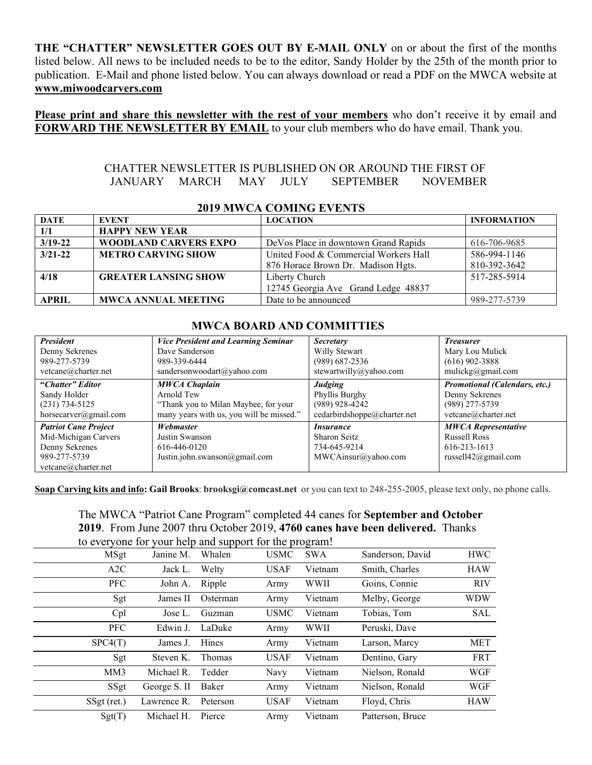**THE "CHATTER" NEWSLETTER GOES OUT BY E-MAIL ONLY** on or about the first of the months listed below. All news to be included needs to be to the editor, Sandy Holder by the 25th of the month prior to publication. E-Mail and phone listed below. You can always download or read a PDF on the MWCA website at **www.miwoodcarvers.com**

**Please print and share this newsletter with the rest of your members** who don't receive it by email and **FORWARD THE NEWSLETTER BY EMAIL** to your club members who do have email. Thank you.

CHATTER NEWSLETTER IS PUBLISHED ON OR AROUND THE FIRST OF
JANUARY MARCH MAY JULY SEPTEMBER NOVEMBER

## 2019 MWCA COMING EVENTS

| DATE | EVENT | LOCATION | INFORMATION |
|---|---|---|---|
| 1/1 | HAPPY NEW YEAR | | |
| 3/19-22 | WOODLAND CARVERS EXPO | DeVos Place in downtown Grand Rapids | 616-706-9685 |
| 3/21-22 | METRO CARVING SHOW | United Food & Commercial Workers Hall<br>876 Horace Brown Dr. Madison Hgts. | 586-994-1146<br>810-392-3642 |
| 4/18 | GREATER LANSING SHOW | Liberty Church<br>12745 Georgia Ave Grand Ledge 48837 | 517-285-5914 |
| APRIL | MWCA ANNUAL MEETING | Date to be announced | 989-277-5739 |

## MWCA BOARD AND COMMITTIES

| *President*<br>Denny Sekrenes<br>989-277-5739<br>vetcane@charter.net | *Vice President and Learning Seminar*<br>Dave Sanderson<br>989-339-6444<br>sandersonwoodart@yahoo.com | *Secretary*<br>Willy Stewart<br>(989) 687-2536<br>stewartwilly@yahoo.com | *Treasurer*<br>Mary Lou Mulick<br>(616) 902-3888<br>mulickg@gmail.com |
|---|---|---|---|
| *"Chatter" Editor*<br>Sandy Holder<br>(231) 734-5125<br>horsecarver@gmail.com | *MWCA Chaplain*<br>Arnold Tew<br>"Thank you to Milan Maybee, for your many years with us, you will be missed." | *Judging*<br>Phyllis Burghy<br>(989) 928-4242<br>cedarbirdshoppe@charter.net | *Promotional (Calendars, etc.)*<br>Denny Sekrenes<br>(989) 277-5739<br>vetcane@charter.net |
| *Patriot Cane Project*<br>Mid-Michigan Carvers<br>Denny Sekrenes<br>989-277-5739<br>vetcane@charter.net | *Webmaster*<br>Justin Swanson<br>616-446-0120<br>Justin.john.swanson@gmail.com | *Insurance*<br>Sharon Seitz<br>734-645-9214<br>MWCAinsur@yahoo.com | *MWCA Representative*<br>Russell Ross<br>616-213-1613<br>russell42@gmail.com |

**Soap Carving kits and info: Gail Brooks**: **brooksgi@comcast.net** or you can text to 248-255-2005, please text only, no phone calls.

The MWCA "Patriot Cane Program" completed 44 canes for **September and October 2019**. From June 2007 thru October 2019, **4760 canes have been delivered.** Thanks to everyone for your help and support for the program!

| | | | | | | |
|---|---|---|---|---|---|---|
| MSgt | Janine M. | Whalen | USMC | SWA | Sanderson, David | HWC |
| A2C | Jack L. | Welty | USAF | Vietnam | Smith, Charles | HAW |
| PFC | John A. | Ripple | Army | WWII | Goins, Connie | RIV |
| Sgt | James II | Osterman | Army | Vietnam | Melby, George | WDW |
| Cpl | Jose L. | Guzman | USMC | Vietnam | Tobias, Tom | SAL |
| PFC | Edwin J. | LaDuke | Army | WWII | Peruski, Dave | |
| SPC4(T) | James J. | Hines | Army | Vietnam | Larson, Marcy | MET |
| Sgt | Steven K. | Thomas | USAF | Vietnam | Dentino, Gary | FRT |
| MM3 | Michael R. | Tedder | Navy | Vietnam | Nielson, Ronald | WGF |
| SSgt | George S. II | Baker | Army | Vietnam | Nielson, Ronald | WGF |
| SSgt (ret.) | Lawrence R. | Peterson | USAF | Vietnam | Floyd, Chris | HAW |
| Sgt(T) | Michael H. | Pierce | Army | Vietnam | Patterson, Bruce | |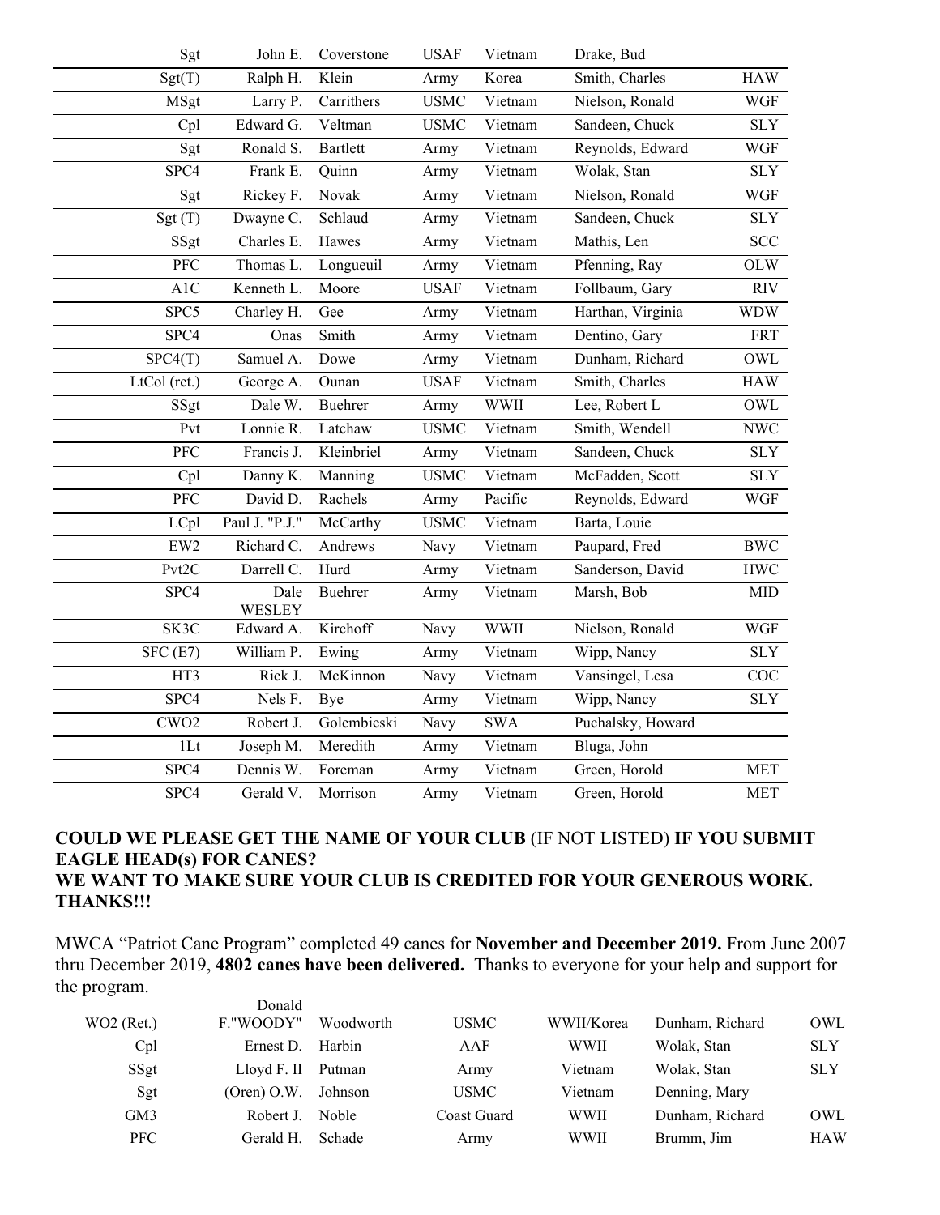| | | | | | | |
|---|---|---|---|---|---|---|
| Sgt | John E. | Coverstone | USAF | Vietnam | Drake, Bud | |
| Sgt(T) | Ralph H. | Klein | Army | Korea | Smith, Charles | HAW |
| MSgt | Larry P. | Carrithers | USMC | Vietnam | Nielson, Ronald | WGF |
| Cpl | Edward G. | Veltman | USMC | Vietnam | Sandeen, Chuck | SLY |
| Sgt | Ronald S. | Bartlett | Army | Vietnam | Reynolds, Edward | WGF |
| SPC4 | Frank E. | Quinn | Army | Vietnam | Wolak, Stan | SLY |
| Sgt | Rickey F. | Novak | Army | Vietnam | Nielson, Ronald | WGF |
| Sgt (T) | Dwayne C. | Schlaud | Army | Vietnam | Sandeen, Chuck | SLY |
| SSgt | Charles E. | Hawes | Army | Vietnam | Mathis, Len | SCC |
| PFC | Thomas L. | Longueuil | Army | Vietnam | Pfenning, Ray | OLW |
| A1C | Kenneth L. | Moore | USAF | Vietnam | Follbaum, Gary | RIV |
| SPC5 | Charley H. | Gee | Army | Vietnam | Harthan, Virginia | WDW |
| SPC4 | Onas | Smith | Army | Vietnam | Dentino, Gary | FRT |
| SPC4(T) | Samuel A. | Dowe | Army | Vietnam | Dunham, Richard | OWL |
| LtCol (ret.) | George A. | Ounan | USAF | Vietnam | Smith, Charles | HAW |
| SSgt | Dale W. | Buehrer | Army | WWII | Lee, Robert L | OWL |
| Pvt | Lonnie R. | Latchaw | USMC | Vietnam | Smith, Wendell | NWC |
| PFC | Francis J. | Kleinbriel | Army | Vietnam | Sandeen, Chuck | SLY |
| Cpl | Danny K. | Manning | USMC | Vietnam | McFadden, Scott | SLY |
| PFC | David D. | Rachels | Army | Pacific | Reynolds, Edward | WGF |
| LCpl | Paul J. "P.J." | McCarthy | USMC | Vietnam | Barta, Louie | |
| EW2 | Richard C. | Andrews | Navy | Vietnam | Paupard, Fred | BWC |
| Pvt2C | Darrell C. | Hurd | Army | Vietnam | Sanderson, David | HWC |
| SPC4 | Dale WESLEY | Buehrer | Army | Vietnam | Marsh, Bob | MID |
| SK3C | Edward A. | Kirchoff | Navy | WWII | Nielson, Ronald | WGF |
| SFC (E7) | William P. | Ewing | Army | Vietnam | Wipp, Nancy | SLY |
| HT3 | Rick J. | McKinnon | Navy | Vietnam | Vansingel, Lesa | COC |
| SPC4 | Nels F. | Bye | Army | Vietnam | Wipp, Nancy | SLY |
| CWO2 | Robert J. | Golembieski | Navy | SWA | Puchalsky, Howard | |
| 1Lt | Joseph M. | Meredith | Army | Vietnam | Bluga, John | |
| SPC4 | Dennis W. | Foreman | Army | Vietnam | Green, Horold | MET |
| SPC4 | Gerald V. | Morrison | Army | Vietnam | Green, Horold | MET |

**COULD WE PLEASE GET THE NAME OF YOUR CLUB** (IF NOT LISTED) **IF YOU SUBMIT EAGLE HEAD(s) FOR CANES?**
**WE WANT TO MAKE SURE YOUR CLUB IS CREDITED FOR YOUR GENEROUS WORK. THANKS!!!**

MWCA "Patriot Cane Program" completed 49 canes for **November and December 2019.** From June 2007 thru December 2019, **4802 canes have been delivered.** Thanks to everyone for your help and support for the program.

| | | | | | | |
|---|---|---|---|---|---|---|
| WO2 (Ret.) | Donald F."WOODY" | Woodworth | USMC | WWII/Korea | Dunham, Richard | OWL |
| Cpl | Ernest D. | Harbin | AAF | WWII | Wolak, Stan | SLY |
| SSgt | Lloyd F. II | Putman | Army | Vietnam | Wolak, Stan | SLY |
| Sgt | (Oren) O.W. | Johnson | USMC | Vietnam | Denning, Mary | |
| GM3 | Robert J. | Noble | Coast Guard | WWII | Dunham, Richard | OWL |
| PFC | Gerald H. | Schade | Army | WWII | Brumm, Jim | HAW |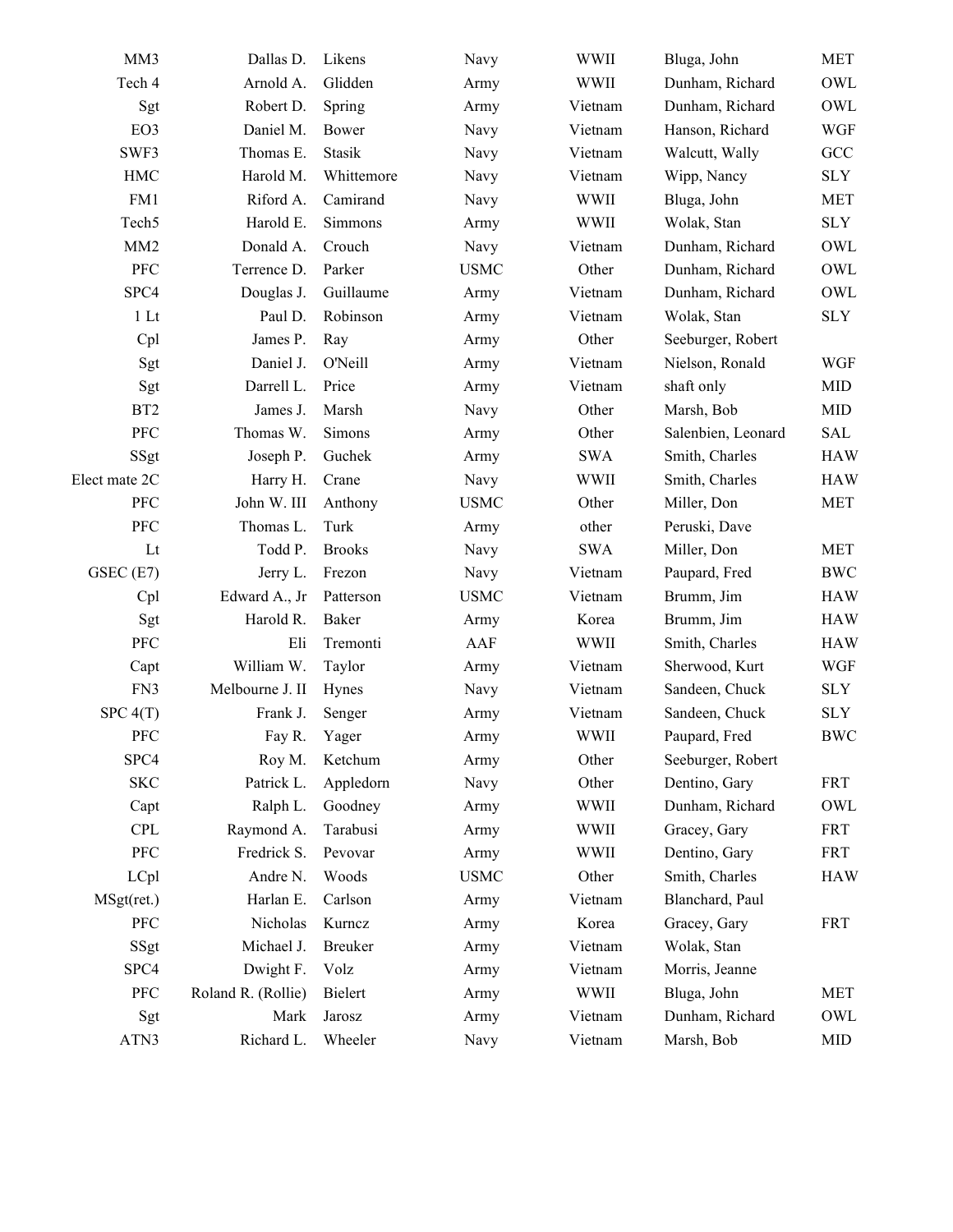| | | | | | | |
|---|---|---|---|---|---|---|
| MM3 | Dallas D. | Likens | Navy | WWII | Bluga, John | MET |
| Tech 4 | Arnold A. | Glidden | Army | WWII | Dunham, Richard | OWL |
| Sgt | Robert D. | Spring | Army | Vietnam | Dunham, Richard | OWL |
| EO3 | Daniel M. | Bower | Navy | Vietnam | Hanson, Richard | WGF |
| SWF3 | Thomas E. | Stasik | Navy | Vietnam | Walcutt, Wally | GCC |
| HMC | Harold M. | Whittemore | Navy | Vietnam | Wipp, Nancy | SLY |
| FM1 | Riford A. | Camirand | Navy | WWII | Bluga, John | MET |
| Tech5 | Harold E. | Simmons | Army | WWII | Wolak, Stan | SLY |
| MM2 | Donald A. | Crouch | Navy | Vietnam | Dunham, Richard | OWL |
| PFC | Terrence D. | Parker | USMC | Other | Dunham, Richard | OWL |
| SPC4 | Douglas J. | Guillaume | Army | Vietnam | Dunham, Richard | OWL |
| 1 Lt | Paul D. | Robinson | Army | Vietnam | Wolak, Stan | SLY |
| Cpl | James P. | Ray | Army | Other | Seeburger, Robert | |
| Sgt | Daniel J. | O'Neill | Army | Vietnam | Nielson, Ronald | WGF |
| Sgt | Darrell L. | Price | Army | Vietnam | shaft only | MID |
| BT2 | James J. | Marsh | Navy | Other | Marsh, Bob | MID |
| PFC | Thomas W. | Simons | Army | Other | Salenbien, Leonard | SAL |
| SSgt | Joseph P. | Guchek | Army | SWA | Smith, Charles | HAW |
| Elect mate 2C | Harry H. | Crane | Navy | WWII | Smith, Charles | HAW |
| PFC | John W. III | Anthony | USMC | Other | Miller, Don | MET |
| PFC | Thomas L. | Turk | Army | other | Peruski, Dave | |
| Lt | Todd P. | Brooks | Navy | SWA | Miller, Don | MET |
| GSEC (E7) | Jerry L. | Frezon | Navy | Vietnam | Paupard, Fred | BWC |
| Cpl | Edward A., Jr | Patterson | USMC | Vietnam | Brumm, Jim | HAW |
| Sgt | Harold R. | Baker | Army | Korea | Brumm, Jim | HAW |
| PFC | Eli | Tremonti | AAF | WWII | Smith, Charles | HAW |
| Capt | William W. | Taylor | Army | Vietnam | Sherwood, Kurt | WGF |
| FN3 | Melbourne J. II | Hynes | Navy | Vietnam | Sandeen, Chuck | SLY |
| SPC 4(T) | Frank J. | Senger | Army | Vietnam | Sandeen, Chuck | SLY |
| PFC | Fay R. | Yager | Army | WWII | Paupard, Fred | BWC |
| SPC4 | Roy M. | Ketchum | Army | Other | Seeburger, Robert | |
| SKC | Patrick L. | Appledorn | Navy | Other | Dentino, Gary | FRT |
| Capt | Ralph L. | Goodney | Army | WWII | Dunham, Richard | OWL |
| CPL | Raymond A. | Tarabusi | Army | WWII | Gracey, Gary | FRT |
| PFC | Fredrick S. | Pevovar | Army | WWII | Dentino, Gary | FRT |
| LCpl | Andre N. | Woods | USMC | Other | Smith, Charles | HAW |
| MSgt(ret.) | Harlan E. | Carlson | Army | Vietnam | Blanchard, Paul | |
| PFC | Nicholas | Kurncz | Army | Korea | Gracey, Gary | FRT |
| SSgt | Michael J. | Breuker | Army | Vietnam | Wolak, Stan | |
| SPC4 | Dwight F. | Volz | Army | Vietnam | Morris, Jeanne | |
| PFC | Roland R. (Rollie) | Bielert | Army | WWII | Bluga, John | MET |
| Sgt | Mark | Jarosz | Army | Vietnam | Dunham, Richard | OWL |
| ATN3 | Richard L. | Wheeler | Navy | Vietnam | Marsh, Bob | MID |